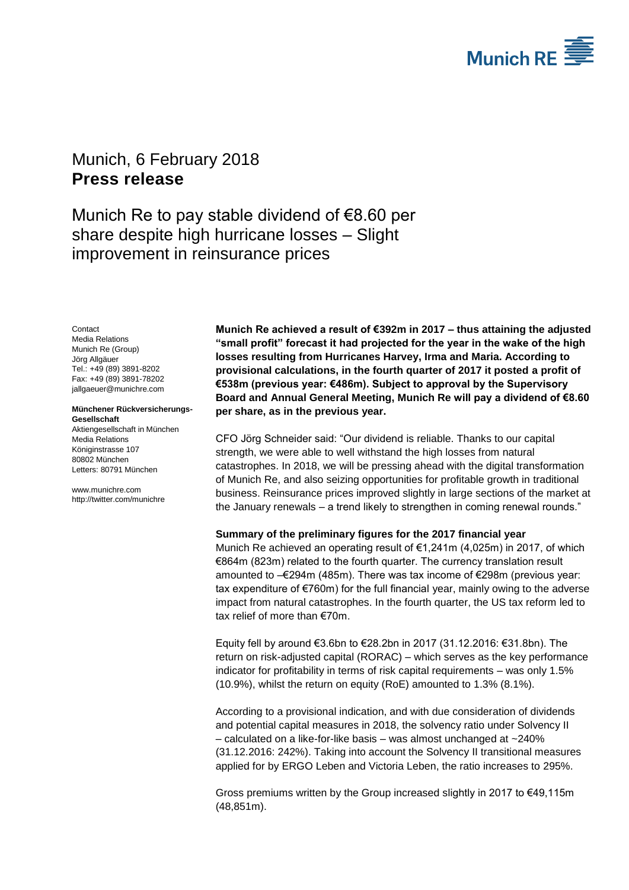Munich, 6 February 2018

# Press release

## Munich Re to pay stable dividend of €8.60 per share despite high hurricane losses – Slight improvement in reinsurance prices

Contact
Media Relations
Munich Re (Group)
Jörg Allgäuer
Tel.: +49 (89) 3891-8202
Fax: +49 (89) 3891-78202
jallgaeuer@munichre.com

**Münchener Rückversicherungs-Gesellschaft**
Aktiengesellschaft in München
Media Relations
Königinstrasse 107
80802 München
Letters: 80791 München

www.munichre.com
http://twitter.com/munichre

**Munich Re achieved a result of €392m in 2017 – thus attaining the adjusted "small profit" forecast it had projected for the year in the wake of the high losses resulting from Hurricanes Harvey, Irma and Maria. According to provisional calculations, in the fourth quarter of 2017 it posted a profit of €538m (previous year: €486m). Subject to approval by the Supervisory Board and Annual General Meeting, Munich Re will pay a dividend of €8.60 per share, as in the previous year.**

CFO Jörg Schneider said: "Our dividend is reliable. Thanks to our capital strength, we were able to well withstand the high losses from natural catastrophes. In 2018, we will be pressing ahead with the digital transformation of Munich Re, and also seizing opportunities for profitable growth in traditional business. Reinsurance prices improved slightly in large sections of the market at the January renewals – a trend likely to strengthen in coming renewal rounds."

**Summary of the preliminary figures for the 2017 financial year**
Munich Re achieved an operating result of €1,241m (4,025m) in 2017, of which €864m (823m) related to the fourth quarter. The currency translation result amounted to –€294m (485m). There was tax income of €298m (previous year: tax expenditure of €760m) for the full financial year, mainly owing to the adverse impact from natural catastrophes. In the fourth quarter, the US tax reform led to tax relief of more than €70m.

Equity fell by around €3.6bn to €28.2bn in 2017 (31.12.2016: €31.8bn). The return on risk-adjusted capital (RORAC) – which serves as the key performance indicator for profitability in terms of risk capital requirements – was only 1.5% (10.9%), whilst the return on equity (RoE) amounted to 1.3% (8.1%).

According to a provisional indication, and with due consideration of dividends and potential capital measures in 2018, the solvency ratio under Solvency II – calculated on a like-for-like basis – was almost unchanged at ~240% (31.12.2016: 242%). Taking into account the Solvency II transitional measures applied for by ERGO Leben and Victoria Leben, the ratio increases to 295%.

Gross premiums written by the Group increased slightly in 2017 to €49,115m (48,851m).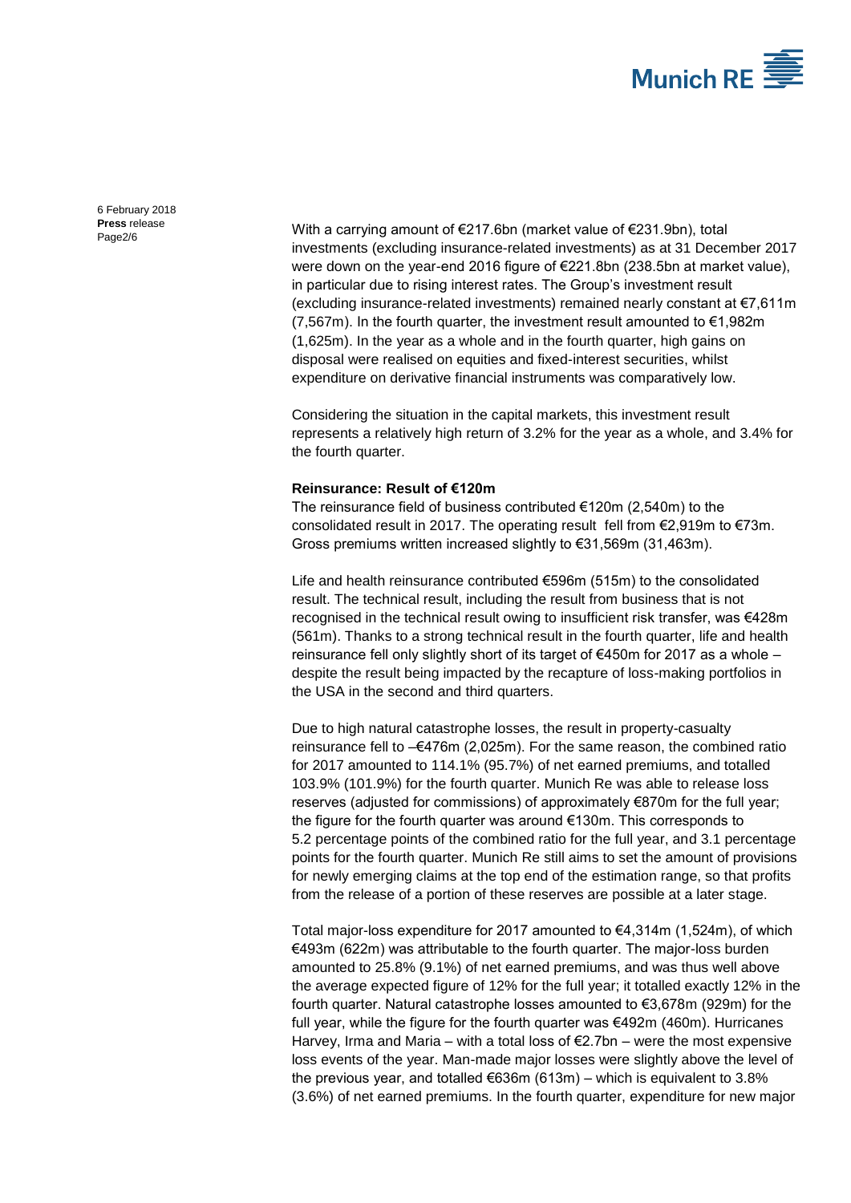With a carrying amount of €217.6bn (market value of €231.9bn), total investments (excluding insurance-related investments) as at 31 December 2017 were down on the year-end 2016 figure of €221.8bn (238.5bn at market value), in particular due to rising interest rates. The Group's investment result (excluding insurance-related investments) remained nearly constant at €7,611m (7,567m). In the fourth quarter, the investment result amounted to €1,982m (1,625m). In the year as a whole and in the fourth quarter, high gains on disposal were realised on equities and fixed-interest securities, whilst expenditure on derivative financial instruments was comparatively low.

Considering the situation in the capital markets, this investment result represents a relatively high return of 3.2% for the year as a whole, and 3.4% for the fourth quarter.

**Reinsurance: Result of €120m**

The reinsurance field of business contributed €120m (2,540m) to the consolidated result in 2017. The operating result fell from €2,919m to €73m. Gross premiums written increased slightly to €31,569m (31,463m).

Life and health reinsurance contributed €596m (515m) to the consolidated result. The technical result, including the result from business that is not recognised in the technical result owing to insufficient risk transfer, was €428m (561m). Thanks to a strong technical result in the fourth quarter, life and health reinsurance fell only slightly short of its target of €450m for 2017 as a whole – despite the result being impacted by the recapture of loss-making portfolios in the USA in the second and third quarters.

Due to high natural catastrophe losses, the result in property-casualty reinsurance fell to –€476m (2,025m). For the same reason, the combined ratio for 2017 amounted to 114.1% (95.7%) of net earned premiums, and totalled 103.9% (101.9%) for the fourth quarter. Munich Re was able to release loss reserves (adjusted for commissions) of approximately €870m for the full year; the figure for the fourth quarter was around €130m. This corresponds to 5.2 percentage points of the combined ratio for the full year, and 3.1 percentage points for the fourth quarter. Munich Re still aims to set the amount of provisions for newly emerging claims at the top end of the estimation range, so that profits from the release of a portion of these reserves are possible at a later stage.

Total major-loss expenditure for 2017 amounted to €4,314m (1,524m), of which €493m (622m) was attributable to the fourth quarter. The major-loss burden amounted to 25.8% (9.1%) of net earned premiums, and was thus well above the average expected figure of 12% for the full year; it totalled exactly 12% in the fourth quarter. Natural catastrophe losses amounted to €3,678m (929m) for the full year, while the figure for the fourth quarter was €492m (460m). Hurricanes Harvey, Irma and Maria – with a total loss of €2.7bn – were the most expensive loss events of the year. Man-made major losses were slightly above the level of the previous year, and totalled €636m (613m) – which is equivalent to 3.8% (3.6%) of net earned premiums. In the fourth quarter, expenditure for new major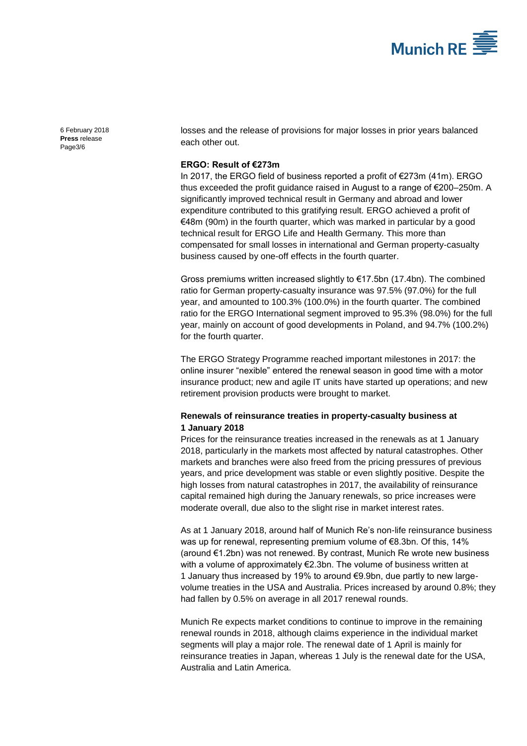losses and the release of provisions for major losses in prior years balanced each other out.

### ERGO: Result of €273m

In 2017, the ERGO field of business reported a profit of €273m (41m). ERGO thus exceeded the profit guidance raised in August to a range of €200–250m. A significantly improved technical result in Germany and abroad and lower expenditure contributed to this gratifying result. ERGO achieved a profit of €48m (90m) in the fourth quarter, which was marked in particular by a good technical result for ERGO Life and Health Germany. This more than compensated for small losses in international and German property-casualty business caused by one-off effects in the fourth quarter.

Gross premiums written increased slightly to €17.5bn (17.4bn). The combined ratio for German property-casualty insurance was 97.5% (97.0%) for the full year, and amounted to 100.3% (100.0%) in the fourth quarter. The combined ratio for the ERGO International segment improved to 95.3% (98.0%) for the full year, mainly on account of good developments in Poland, and 94.7% (100.2%) for the fourth quarter.

The ERGO Strategy Programme reached important milestones in 2017: the online insurer "nexible" entered the renewal season in good time with a motor insurance product; new and agile IT units have started up operations; and new retirement provision products were brought to market.

### Renewals of reinsurance treaties in property-casualty business at 1 January 2018

Prices for the reinsurance treaties increased in the renewals as at 1 January 2018, particularly in the markets most affected by natural catastrophes. Other markets and branches were also freed from the pricing pressures of previous years, and price development was stable or even slightly positive. Despite the high losses from natural catastrophes in 2017, the availability of reinsurance capital remained high during the January renewals, so price increases were moderate overall, due also to the slight rise in market interest rates.

As at 1 January 2018, around half of Munich Re's non-life reinsurance business was up for renewal, representing premium volume of €8.3bn. Of this, 14% (around €1.2bn) was not renewed. By contrast, Munich Re wrote new business with a volume of approximately €2.3bn. The volume of business written at 1 January thus increased by 19% to around €9.9bn, due partly to new large-volume treaties in the USA and Australia. Prices increased by around 0.8%; they had fallen by 0.5% on average in all 2017 renewal rounds.

Munich Re expects market conditions to continue to improve in the remaining renewal rounds in 2018, although claims experience in the individual market segments will play a major role. The renewal date of 1 April is mainly for reinsurance treaties in Japan, whereas 1 July is the renewal date for the USA, Australia and Latin America.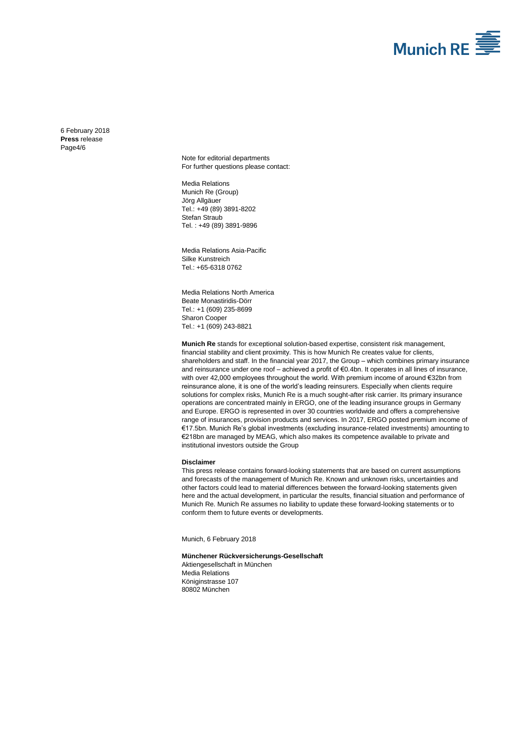Note for editorial departments
For further questions please contact:

Media Relations
Munich Re (Group)
Jörg Allgäuer
Tel.: +49 (89) 3891-8202
Stefan Straub
Tel. : +49 (89) 3891-9896

Media Relations Asia-Pacific
Silke Kunstreich
Tel.: +65-6318 0762

Media Relations North America
Beate Monastiridis-Dörr
Tel.: +1 (609) 235-8699
Sharon Cooper
Tel.: +1 (609) 243-8821

**Munich Re** stands for exceptional solution-based expertise, consistent risk management, financial stability and client proximity. This is how Munich Re creates value for clients, shareholders and staff. In the financial year 2017, the Group – which combines primary insurance and reinsurance under one roof – achieved a profit of €0.4bn. It operates in all lines of insurance, with over 42,000 employees throughout the world. With premium income of around €32bn from reinsurance alone, it is one of the world's leading reinsurers. Especially when clients require solutions for complex risks, Munich Re is a much sought-after risk carrier. Its primary insurance operations are concentrated mainly in ERGO, one of the leading insurance groups in Germany and Europe. ERGO is represented in over 30 countries worldwide and offers a comprehensive range of insurances, provision products and services. In 2017, ERGO posted premium income of €17.5bn. Munich Re's global investments (excluding insurance-related investments) amounting to €218bn are managed by MEAG, which also makes its competence available to private and institutional investors outside the Group

**Disclaimer**
This press release contains forward-looking statements that are based on current assumptions and forecasts of the management of Munich Re. Known and unknown risks, uncertainties and other factors could lead to material differences between the forward-looking statements given here and the actual development, in particular the results, financial situation and performance of Munich Re. Munich Re assumes no liability to update these forward-looking statements or to conform them to future events or developments.

Munich, 6 February 2018

**Münchener Rückversicherungs-Gesellschaft**
Aktiengesellschaft in München
Media Relations
Königinstrasse 107
80802 München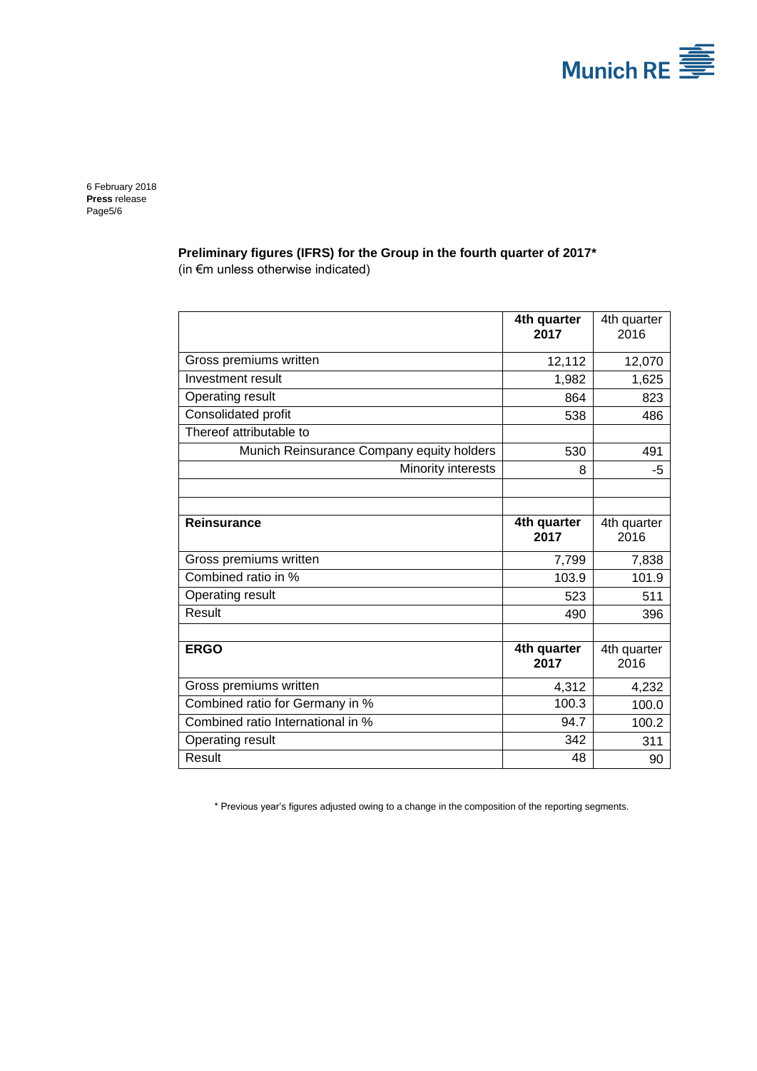6 February 2018
**Press** release

**Preliminary figures (IFRS) for the Group in the fourth quarter of 2017***
(in €m unless otherwise indicated)

| | **4th quarter 2017** | 4th quarter 2016 |
|---|---|---|
| Gross premiums written | 12,112 | 12,070 |
| Investment result | 1,982 | 1,625 |
| Operating result | 864 | 823 |
| Consolidated profit | 538 | 486 |
| Thereof attributable to | | |
| Munich Reinsurance Company equity holders | 530 | 491 |
| Minority interests | 8 | -5 |
| | | |
| | | |
| **Reinsurance** | **4th quarter 2017** | 4th quarter 2016 |
| Gross premiums written | 7,799 | 7,838 |
| Combined ratio in % | 103.9 | 101.9 |
| Operating result | 523 | 511 |
| Result | 490 | 396 |
| | | |
| **ERGO** | **4th quarter 2017** | 4th quarter 2016 |
| Gross premiums written | 4,312 | 4,232 |
| Combined ratio for Germany in % | 100.3 | 100.0 |
| Combined ratio International in % | 94.7 | 100.2 |
| Operating result | 342 | 311 |
| Result | 48 | 90 |

\* Previous year's figures adjusted owing to a change in the composition of the reporting segments.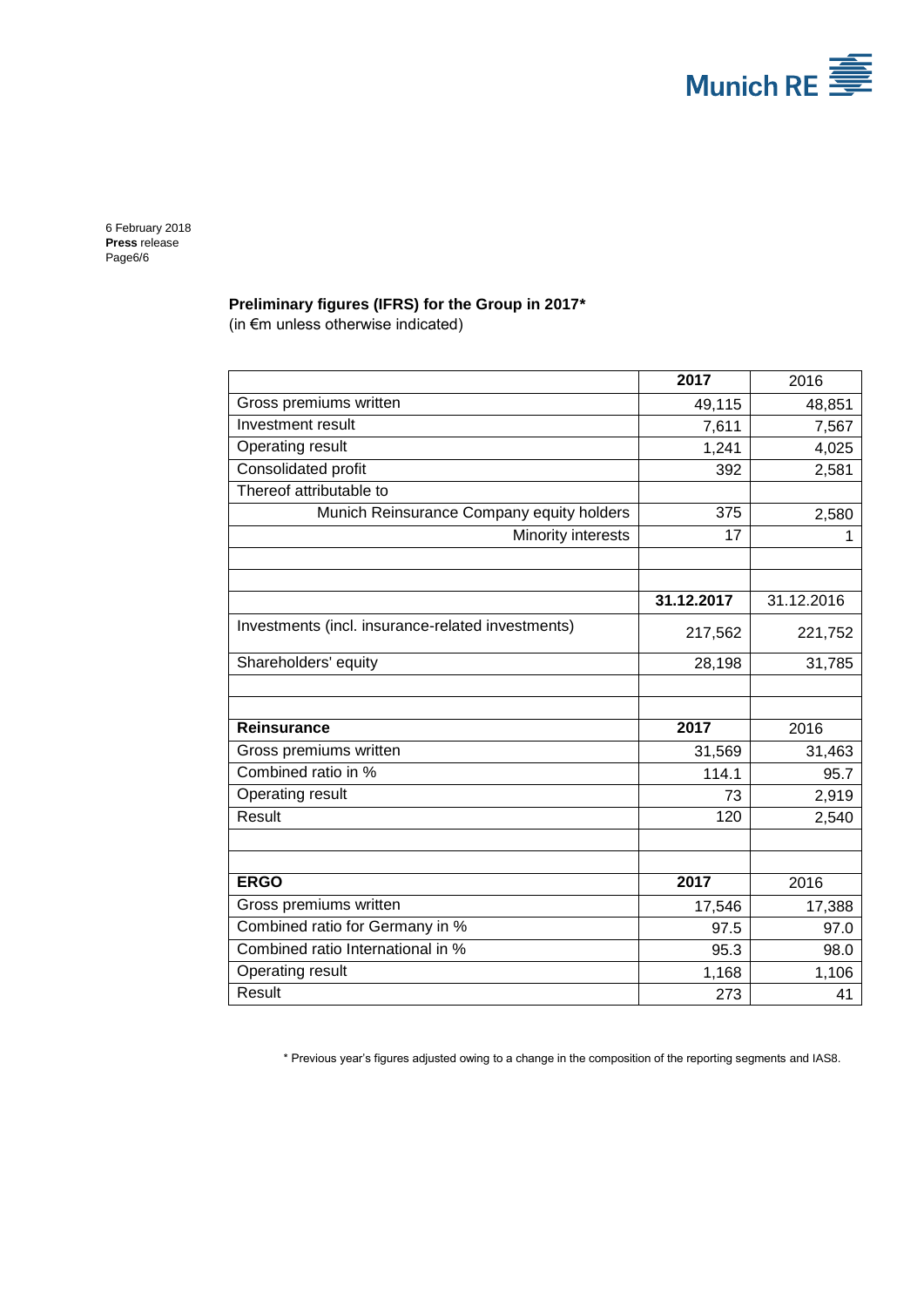6 February 2018
**Press** release

**Preliminary figures (IFRS) for the Group in 2017***
(in €m unless otherwise indicated)

| | **2017** | 2016 |
|---|---|---|
| Gross premiums written | 49,115 | 48,851 |
| Investment result | 7,611 | 7,567 |
| Operating result | 1,241 | 4,025 |
| Consolidated profit | 392 | 2,581 |
| Thereof attributable to | | |
| Munich Reinsurance Company equity holders | 375 | 2,580 |
| Minority interests | 17 | 1 |
| | | |
| | | |
| | **31.12.2017** | 31.12.2016 |
| Investments (incl. insurance-related investments) | 217,562 | 221,752 |
| Shareholders' equity | 28,198 | 31,785 |
| | | |
| | | |
| **Reinsurance** | **2017** | 2016 |
| Gross premiums written | 31,569 | 31,463 |
| Combined ratio in % | 114.1 | 95.7 |
| Operating result | 73 | 2,919 |
| Result | 120 | 2,540 |
| | | |
| | | |
| **ERGO** | **2017** | 2016 |
| Gross premiums written | 17,546 | 17,388 |
| Combined ratio for Germany in % | 97.5 | 97.0 |
| Combined ratio International in % | 95.3 | 98.0 |
| Operating result | 1,168 | 1,106 |
| Result | 273 | 41 |

* Previous year's figures adjusted owing to a change in the composition of the reporting segments and IAS8.